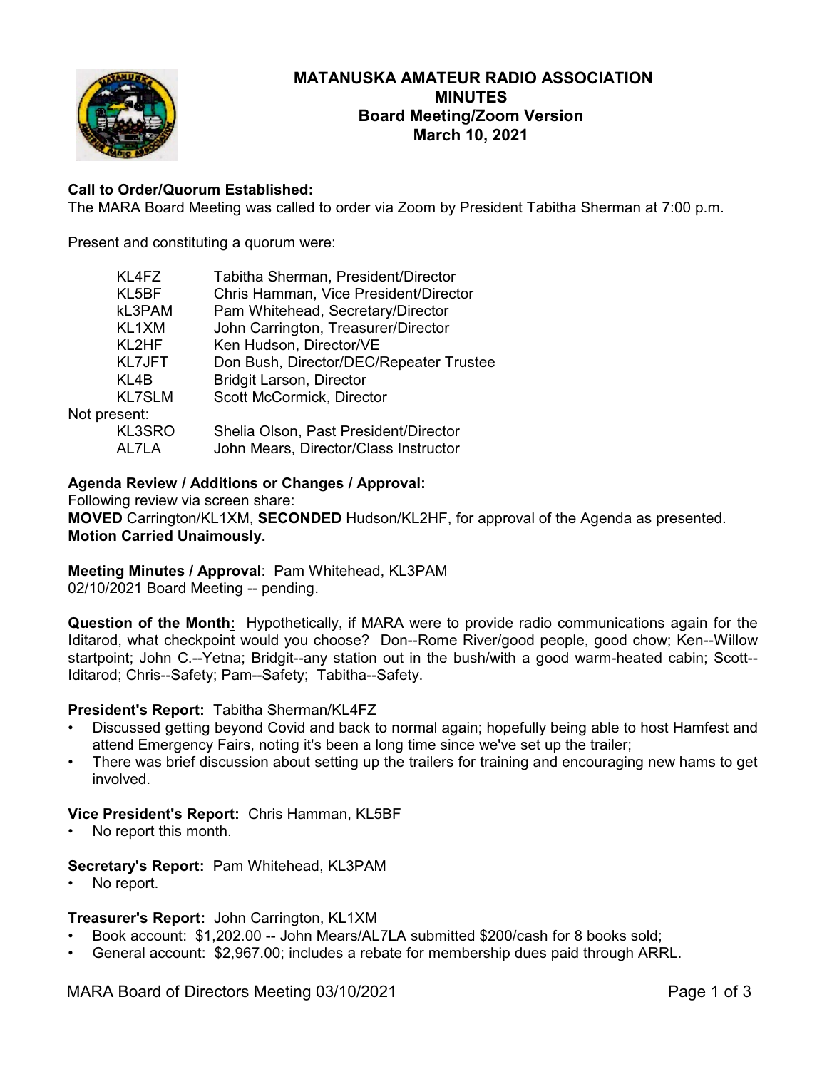# MATANUSKA AMATEUR RADIO ASSOCIATION
## MINUTES
## Board Meeting/Zoom Version
## March 10, 2021

**Call to Order/Quorum Established:**
The MARA Board Meeting was called to order via Zoom by President Tabitha Sherman at 7:00 p.m.

Present and constituting a quorum were:

| | |
|---|---|
| KL4FZ | Tabitha Sherman, President/Director |
| KL5BF | Chris Hamman, Vice President/Director |
| kL3PAM | Pam Whitehead, Secretary/Director |
| KL1XM | John Carrington, Treasurer/Director |
| KL2HF | Ken Hudson, Director/VE |
| KL7JFT | Don Bush, Director/DEC/Repeater Trustee |
| KL4B | Bridgit Larson, Director |
| KL7SLM | Scott McCormick, Director |

Not present:

| | |
|---|---|
| KL3SRO | Shelia Olson, Past President/Director |
| AL7LA | John Mears, Director/Class Instructor |

**Agenda Review / Additions or Changes / Approval:**
Following review via screen share:
**MOVED** Carrington/KL1XM, **SECONDED** Hudson/KL2HF, for approval of the Agenda as presented.
**Motion Carried Unaimously.**

**Meeting Minutes / Approval**: Pam Whitehead, KL3PAM
02/10/2021 Board Meeting -- pending.

**Question of the Month:** Hypothetically, if MARA were to provide radio communications again for the Iditarod, what checkpoint would you choose? Don--Rome River/good people, good chow; Ken--Willow startpoint; John C.--Yetna; Bridgit--any station out in the bush/with a good warm-heated cabin; Scott--Iditarod; Chris--Safety; Pam--Safety; Tabitha--Safety.

**President's Report:** Tabitha Sherman/KL4FZ

- Discussed getting beyond Covid and back to normal again; hopefully being able to host Hamfest and attend Emergency Fairs, noting it's been a long time since we've set up the trailer;
- There was brief discussion about setting up the trailers for training and encouraging new hams to get involved.

**Vice President's Report:** Chris Hamman, KL5BF

- No report this month.

**Secretary's Report:** Pam Whitehead, KL3PAM

- No report.

**Treasurer's Report:** John Carrington, KL1XM

- Book account: $1,202.00 -- John Mears/AL7LA submitted $200/cash for 8 books sold;
- General account: $2,967.00; includes a rebate for membership dues paid through ARRL.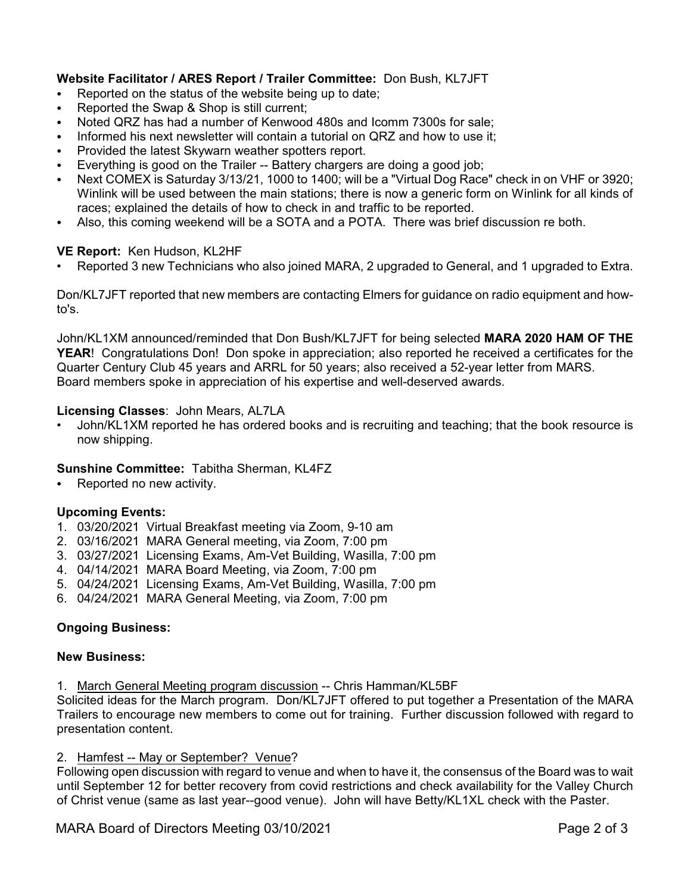**Website Facilitator / ARES Report / Trailer Committee:** Don Bush, KL7JFT

- Reported on the status of the website being up to date;
- Reported the Swap & Shop is still current;
- Noted QRZ has had a number of Kenwood 480s and Icomm 7300s for sale;
- Informed his next newsletter will contain a tutorial on QRZ and how to use it;
- Provided the latest Skywarn weather spotters report.
- Everything is good on the Trailer -- Battery chargers are doing a good job;
- Next COMEX is Saturday 3/13/21, 1000 to 1400; will be a "Virtual Dog Race" check in on VHF or 3920; Winlink will be used between the main stations; there is now a generic form on Winlink for all kinds of races; explained the details of how to check in and traffic to be reported.
- Also, this coming weekend will be a SOTA and a POTA. There was brief discussion re both.

**VE Report:** Ken Hudson, KL2HF

- Reported 3 new Technicians who also joined MARA, 2 upgraded to General, and 1 upgraded to Extra.

Don/KL7JFT reported that new members are contacting Elmers for guidance on radio equipment and how-to's.

John/KL1XM announced/reminded that Don Bush/KL7JFT for being selected **MARA 2020 HAM OF THE YEAR**! Congratulations Don! Don spoke in appreciation; also reported he received a certificates for the Quarter Century Club 45 years and ARRL for 50 years; also received a 52-year letter from MARS. Board members spoke in appreciation of his expertise and well-deserved awards.

**Licensing Classes**: John Mears, AL7LA

- John/KL1XM reported he has ordered books and is recruiting and teaching; that the book resource is now shipping.

**Sunshine Committee:** Tabitha Sherman, KL4FZ

- Reported no new activity.

**Upcoming Events:**

1. 03/20/2021 Virtual Breakfast meeting via Zoom, 9-10 am
2. 03/16/2021 MARA General meeting, via Zoom, 7:00 pm
3. 03/27/2021 Licensing Exams, Am-Vet Building, Wasilla, 7:00 pm
4. 04/14/2021 MARA Board Meeting, via Zoom, 7:00 pm
5. 04/24/2021 Licensing Exams, Am-Vet Building, Wasilla, 7:00 pm
6. 04/24/2021 MARA General Meeting, via Zoom, 7:00 pm

**Ongoing Business:**

**New Business:**

1. March General Meeting program discussion -- Chris Hamman/KL5BF

Solicited ideas for the March program. Don/KL7JFT offered to put together a Presentation of the MARA Trailers to encourage new members to come out for training. Further discussion followed with regard to presentation content.

2. Hamfest -- May or September? Venue?

Following open discussion with regard to venue and when to have it, the consensus of the Board was to wait until September 12 for better recovery from covid restrictions and check availability for the Valley Church of Christ venue (same as last year--good venue). John will have Betty/KL1XL check with the Paster.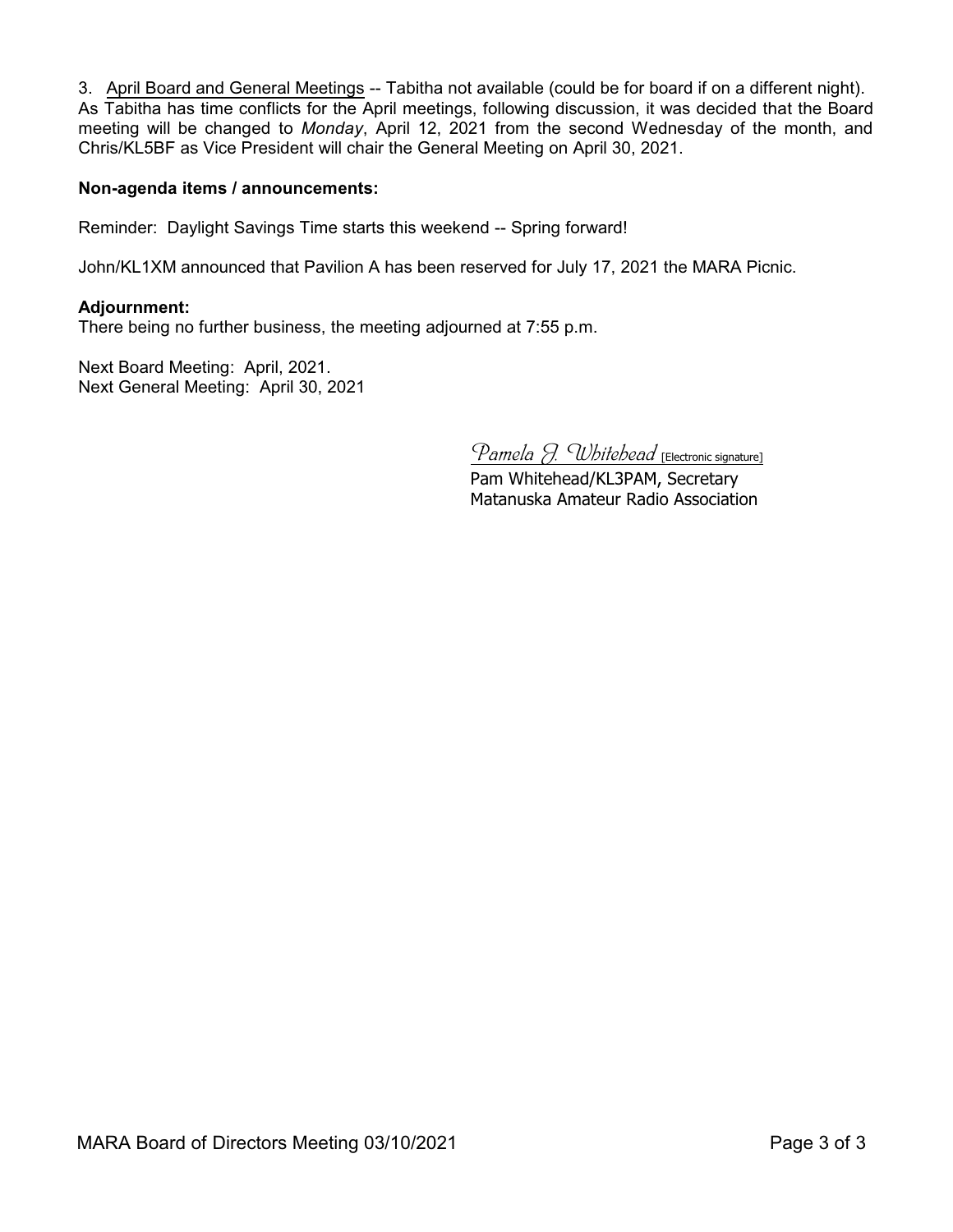3. <u>April Board and General Meetings</u> -- Tabitha not available (could be for board if on a different night). As Tabitha has time conflicts for the April meetings, following discussion, it was decided that the Board meeting will be changed to *Monday*, April 12, 2021 from the second Wednesday of the month, and Chris/KL5BF as Vice President will chair the General Meeting on April 30, 2021.

**Non-agenda items / announcements:**

Reminder: Daylight Savings Time starts this weekend -- Spring forward!

John/KL1XM announced that Pavilion A has been reserved for July 17, 2021 the MARA Picnic.

**Adjournment:**
There being no further business, the meeting adjourned at 7:55 p.m.

Next Board Meeting: April, 2021.
Next General Meeting: April 30, 2021

*Pamela J. Whitehead* [Electronic signature]
Pam Whitehead/KL3PAM, Secretary
Matanuska Amateur Radio Association